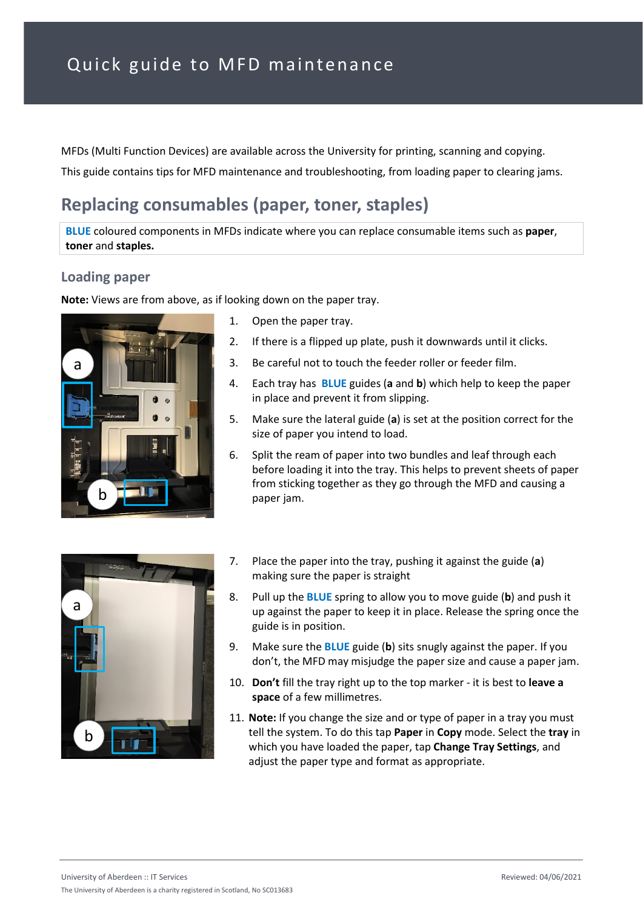# Quick guide to MFD maintenance

MFDs (Multi Function Devices) are available across the University for printing, scanning and copying.

This guide contains tips for MFD maintenance and troubleshooting, from loading paper to clearing jams.

## Replacing consumables (paper, toner, staples)

**BLUE** coloured components in MFDs indicate where you can replace consumable items such as **paper**, **toner** and **staples.**

### Loading paper

**Note:** Views are from above, as if looking down on the paper tray.

1. Open the paper tray.
2. If there is a flipped up plate, push it downwards until it clicks.
3. Be careful not to touch the feeder roller or feeder film.
4. Each tray has **BLUE** guides (**a** and **b**) which help to keep the paper in place and prevent it from slipping.
5. Make sure the lateral guide (**a**) is set at the position correct for the size of paper you intend to load.
6. Split the ream of paper into two bundles and leaf through each before loading it into the tray. This helps to prevent sheets of paper from sticking together as they go through the MFD and causing a paper jam.
7. Place the paper into the tray, pushing it against the guide (**a**) making sure the paper is straight
8. Pull up the **BLUE** spring to allow you to move guide (**b**) and push it up against the paper to keep it in place. Release the spring once the guide is in position.
9. Make sure the **BLUE** guide (**b**) sits snugly against the paper. If you don't, the MFD may misjudge the paper size and cause a paper jam.
10. **Don't** fill the tray right up to the top marker - it is best to **leave a space** of a few millimetres.
11. **Note:** If you change the size and or type of paper in a tray you must tell the system. To do this tap **Paper** in **Copy** mode. Select the **tray** in which you have loaded the paper, tap **Change Tray Settings**, and adjust the paper type and format as appropriate.

University of Aberdeen :: IT Services

The University of Aberdeen is a charity registered in Scotland, No SC013683

Reviewed: 04/06/2021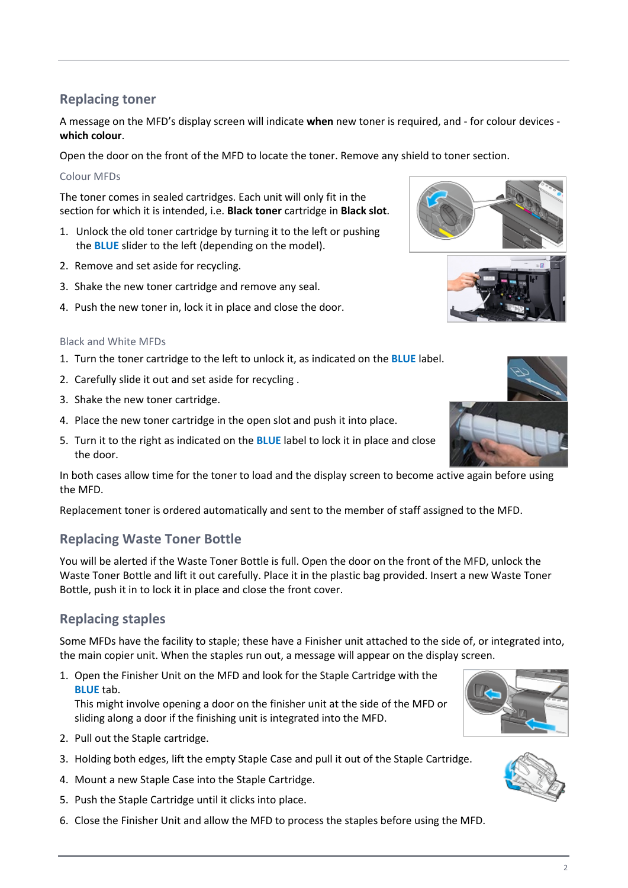## Replacing toner

A message on the MFD's display screen will indicate **when** new toner is required, and - for colour devices - **which colour**.

Open the door on the front of the MFD to locate the toner. Remove any shield to toner section.

### Colour MFDs

The toner comes in sealed cartridges. Each unit will only fit in the section for which it is intended, i.e. **Black toner** cartridge in **Black slot**.

1. Unlock the old toner cartridge by turning it to the left or pushing the **BLUE** slider to the left (depending on the model).
2. Remove and set aside for recycling.
3. Shake the new toner cartridge and remove any seal.
4. Push the new toner in, lock it in place and close the door.

### Black and White MFDs

1. Turn the toner cartridge to the left to unlock it, as indicated on the **BLUE** label.
2. Carefully slide it out and set aside for recycling .
3. Shake the new toner cartridge.
4. Place the new toner cartridge in the open slot and push it into place.
5. Turn it to the right as indicated on the **BLUE** label to lock it in place and close the door.

In both cases allow time for the toner to load and the display screen to become active again before using the MFD.

Replacement toner is ordered automatically and sent to the member of staff assigned to the MFD.

## Replacing Waste Toner Bottle

You will be alerted if the Waste Toner Bottle is full. Open the door on the front of the MFD, unlock the Waste Toner Bottle and lift it out carefully. Place it in the plastic bag provided. Insert a new Waste Toner Bottle, push it in to lock it in place and close the front cover.

## Replacing staples

Some MFDs have the facility to staple; these have a Finisher unit attached to the side of, or integrated into, the main copier unit. When the staples run out, a message will appear on the display screen.

1. Open the Finisher Unit on the MFD and look for the Staple Cartridge with the **BLUE** tab.
   This might involve opening a door on the finisher unit at the side of the MFD or sliding along a door if the finishing unit is integrated into the MFD.
2. Pull out the Staple cartridge.
3. Holding both edges, lift the empty Staple Case and pull it out of the Staple Cartridge.
4. Mount a new Staple Case into the Staple Cartridge.
5. Push the Staple Cartridge until it clicks into place.
6. Close the Finisher Unit and allow the MFD to process the staples before using the MFD.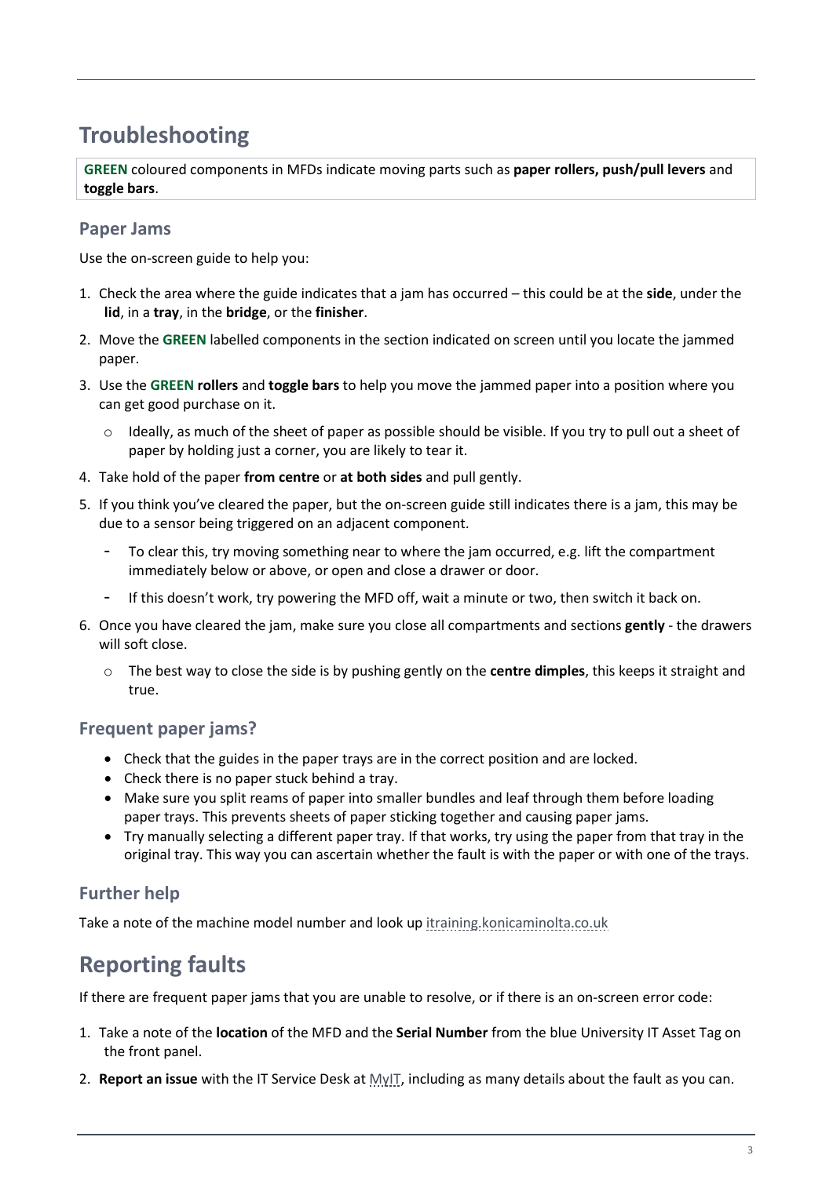# Troubleshooting

**GREEN** coloured components in MFDs indicate moving parts such as **paper rollers, push/pull levers** and **toggle bars**.

## Paper Jams

Use the on-screen guide to help you:

1. Check the area where the guide indicates that a jam has occurred – this could be at the **side**, under the **lid**, in a **tray**, in the **bridge**, or the **finisher**.
2. Move the **GREEN** labelled components in the section indicated on screen until you locate the jammed paper.
3. Use the **GREEN rollers** and **toggle bars** to help you move the jammed paper into a position where you can get good purchase on it.
   - Ideally, as much of the sheet of paper as possible should be visible. If you try to pull out a sheet of paper by holding just a corner, you are likely to tear it.
4. Take hold of the paper **from centre** or **at both sides** and pull gently.
5. If you think you've cleared the paper, but the on-screen guide still indicates there is a jam, this may be due to a sensor being triggered on an adjacent component.
   - To clear this, try moving something near to where the jam occurred, e.g. lift the compartment immediately below or above, or open and close a drawer or door.
   - If this doesn't work, try powering the MFD off, wait a minute or two, then switch it back on.
6. Once you have cleared the jam, make sure you close all compartments and sections **gently** - the drawers will soft close.
   - The best way to close the side is by pushing gently on the **centre dimples**, this keeps it straight and true.

## Frequent paper jams?

- Check that the guides in the paper trays are in the correct position and are locked.
- Check there is no paper stuck behind a tray.
- Make sure you split reams of paper into smaller bundles and leaf through them before loading paper trays. This prevents sheets of paper sticking together and causing paper jams.
- Try manually selecting a different paper tray. If that works, try using the paper from that tray in the original tray. This way you can ascertain whether the fault is with the paper or with one of the trays.

## Further help

Take a note of the machine model number and look up itraining.konicaminolta.co.uk

# Reporting faults

If there are frequent paper jams that you are unable to resolve, or if there is an on-screen error code:

1. Take a note of the **location** of the MFD and the **Serial Number** from the blue University IT Asset Tag on the front panel.
2. **Report an issue** with the IT Service Desk at MyIT, including as many details about the fault as you can.